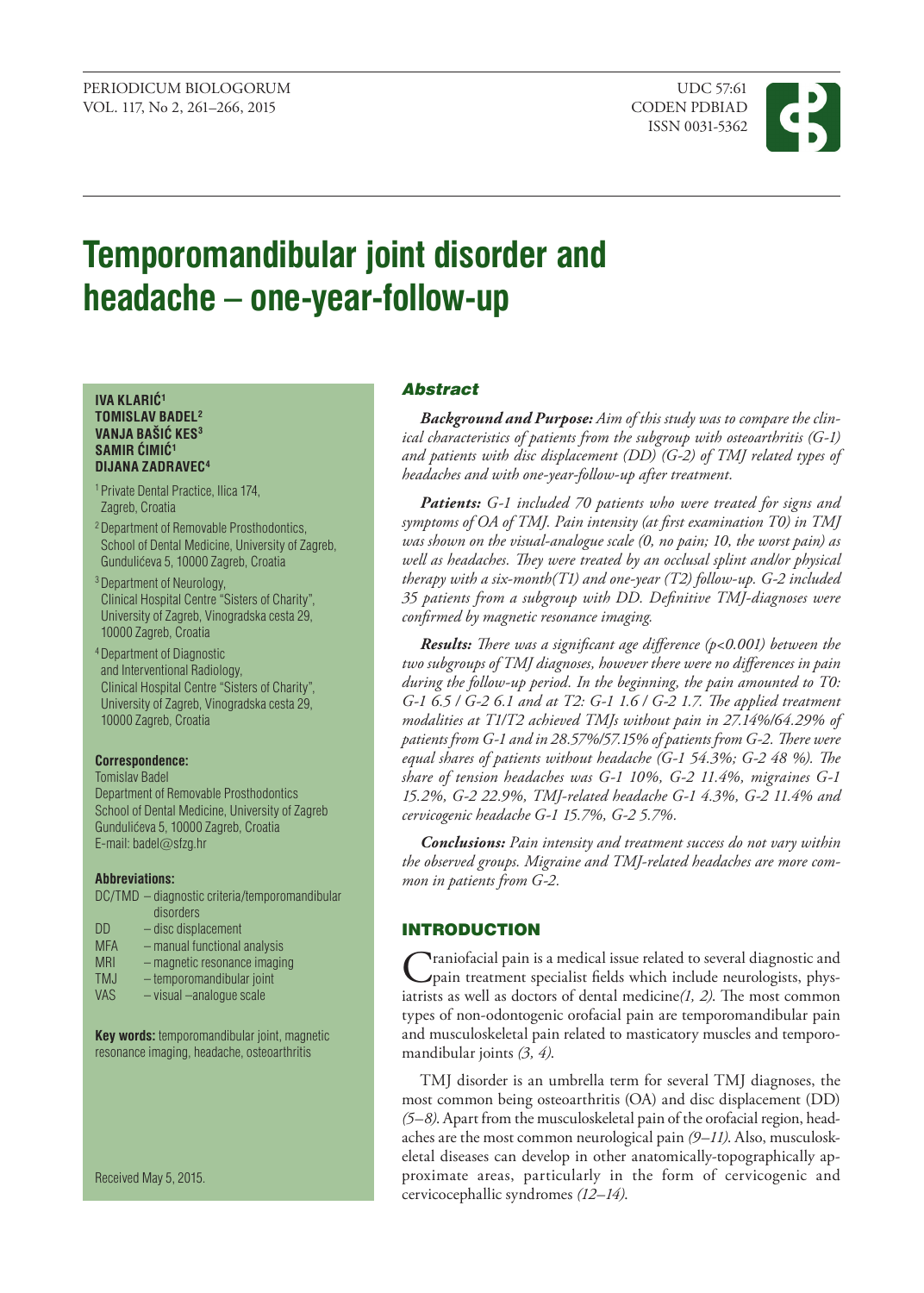# Temporomandibular joint disorder and headache – one-year-follow-up

**IVA KLARIĆ[1]**
**TOMISLAV BADEL[2]**
**VANJA BAŠIĆ KES[3]**
**SAMIR ĆIMIĆ[1]**
**DIJANA ZADRAVEC[4]**

[1] Private Dental Practice, Ilica 174, Zagreb, Croatia

[2] Department of Removable Prosthodontics, School of Dental Medicine, University of Zagreb, Gundulićeva 5, 10000 Zagreb, Croatia

[3] Department of Neurology, Clinical Hospital Centre "Sisters of Charity", University of Zagreb, Vinogradska cesta 29, 10000 Zagreb, Croatia

[4] Department of Diagnostic and Interventional Radiology, Clinical Hospital Centre "Sisters of Charity", University of Zagreb, Vinogradska cesta 29, 10000 Zagreb, Croatia

**Correspondence:**
Tomislav Badel
Department of Removable Prosthodontics
School of Dental Medicine, University of Zagreb
Gundulićeva 5, 10000 Zagreb, Croatia
E-mail: badel@sfzg.hr

**Abbreviations:**

| | |
|---|---|
| DC/TMD | – diagnostic criteria/temporomandibular disorders |
| DD | – disc displacement |
| MFA | – manual functional analysis |
| MRI | – magnetic resonance imaging |
| TMJ | – temporomandibular joint |
| VAS | – visual –analogue scale |

**Key words:** temporomandibular joint, magnetic resonance imaging, headache, osteoarthritis

Received May 5, 2015.

## Abstract

***Background and Purpose:*** *Aim of this study was to compare the clinical characteristics of patients from the subgroup with osteoarthritis (G-1) and patients with disc displacement (DD) (G-2) of TMJ related types of headaches and with one-year-follow-up after treatment.*

***Patients:*** *G-1 included 70 patients who were treated for signs and symptoms of OA of TMJ. Pain intensity (at first examination T0) in TMJ was shown on the visual-analogue scale (0, no pain; 10, the worst pain) as well as headaches. They were treated by an occlusal splint and/or physical therapy with a six-month(T1) and one-year (T2) follow-up. G-2 included 35 patients from a subgroup with DD. Definitive TMJ-diagnoses were confirmed by magnetic resonance imaging.*

***Results:*** *There was a significant age difference (p<0.001) between the two subgroups of TMJ diagnoses, however there were no differences in pain during the follow-up period. In the beginning, the pain amounted to T0: G-1 6.5 / G-2 6.1 and at T2: G-1 1.6 / G-2 1.7. The applied treatment modalities at T1/T2 achieved TMJs without pain in 27.14%/64.29% of patients from G-1 and in 28.57%/57.15% of patients from G-2. There were equal shares of patients without headache (G-1 54.3%; G-2 48 %). The share of tension headaches was G-1 10%, G-2 11.4%, migraines G-1 15.2%, G-2 22.9%, TMJ-related headache G-1 4.3%, G-2 11.4% and cervicogenic headache G-1 15.7%, G-2 5.7%.*

***Conclusions:*** *Pain intensity and treatment success do not vary within the observed groups. Migraine and TMJ-related headaches are more common in patients from G-2.*

## INTRODUCTION

Craniofacial pain is a medical issue related to several diagnostic and pain treatment specialist fields which include neurologists, physiatrists as well as doctors of dental medicine *(1, 2)*. The most common types of non-odontogenic orofacial pain are temporomandibular pain and musculoskeletal pain related to masticatory muscles and temporomandibular joints *(3, 4)*.

TMJ disorder is an umbrella term for several TMJ diagnoses, the most common being osteoarthritis (OA) and disc displacement (DD) *(5–8)*. Apart from the musculoskeletal pain of the orofacial region, headaches are the most common neurological pain *(9–11)*. Also, musculoskeletal diseases can develop in other anatomically-topographically approximate areas, particularly in the form of cervicogenic and cervicocephallic syndromes *(12–14)*.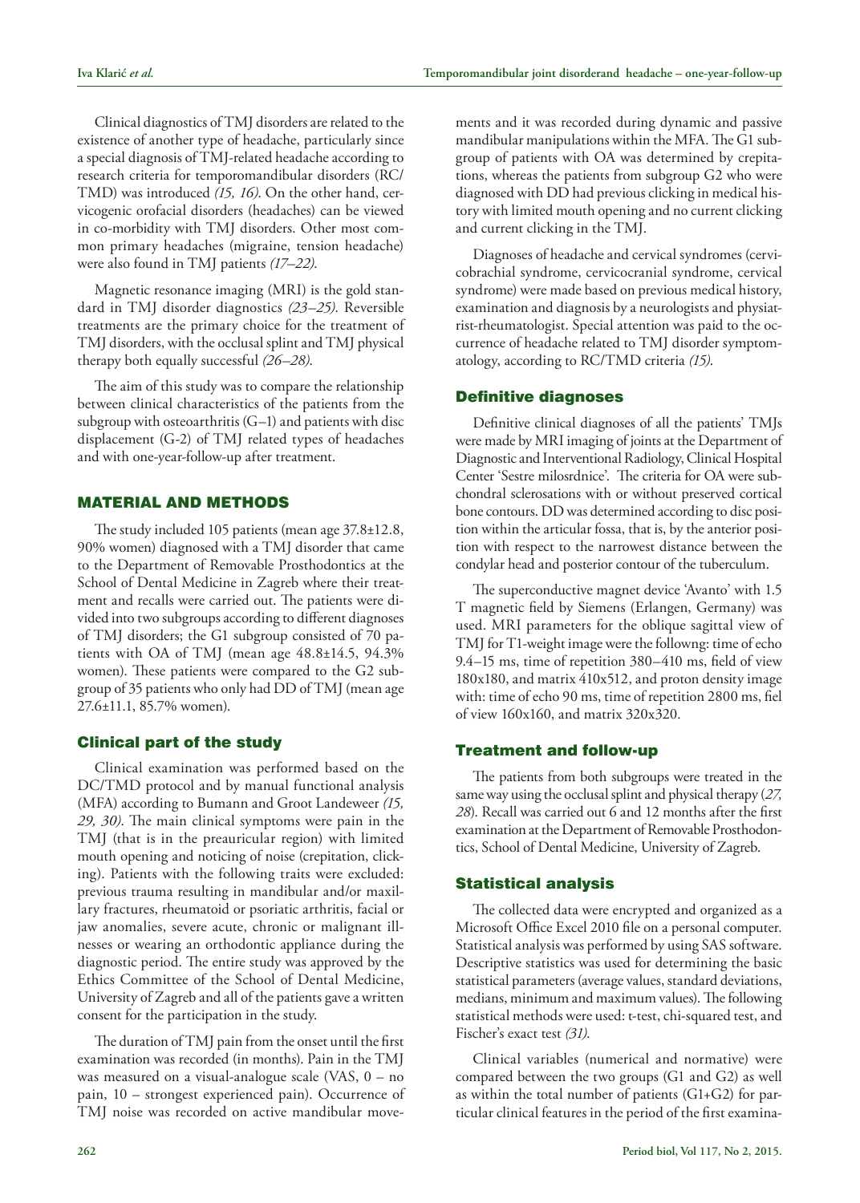Clinical diagnostics of TMJ disorders are related to the existence of another type of headache, particularly since a special diagnosis of TMJ-related headache according to research criteria for temporomandibular disorders (RC/TMD) was introduced *(15, 16)*. On the other hand, cervicogenic orofacial disorders (headaches) can be viewed in co-morbidity with TMJ disorders. Other most common primary headaches (migraine, tension headache) were also found in TMJ patients *(17–22)*.

Magnetic resonance imaging (MRI) is the gold standard in TMJ disorder diagnostics *(23–25)*. Reversible treatments are the primary choice for the treatment of TMJ disorders, with the occlusal splint and TMJ physical therapy both equally successful *(26–28)*.

The aim of this study was to compare the relationship between clinical characteristics of the patients from the subgroup with osteoarthritis (G–1) and patients with disc displacement (G-2) of TMJ related types of headaches and with one-year-follow-up after treatment.

## MATERIAL AND METHODS

The study included 105 patients (mean age 37.8±12.8, 90% women) diagnosed with a TMJ disorder that came to the Department of Removable Prosthodontics at the School of Dental Medicine in Zagreb where their treatment and recalls were carried out. The patients were divided into two subgroups according to different diagnoses of TMJ disorders; the G1 subgroup consisted of 70 patients with OA of TMJ (mean age 48.8±14.5, 94.3% women). These patients were compared to the G2 subgroup of 35 patients who only had DD of TMJ (mean age 27.6±11.1, 85.7% women).

### Clinical part of the study

Clinical examination was performed based on the DC/TMD protocol and by manual functional analysis (MFA) according to Bumann and Groot Landeweer *(15, 29, 30)*. The main clinical symptoms were pain in the TMJ (that is in the preauricular region) with limited mouth opening and noticing of noise (crepitation, clicking). Patients with the following traits were excluded: previous trauma resulting in mandibular and/or maxillary fractures, rheumatoid or psoriatic arthritis, facial or jaw anomalies, severe acute, chronic or malignant illnesses or wearing an orthodontic appliance during the diagnostic period. The entire study was approved by the Ethics Committee of the School of Dental Medicine, University of Zagreb and all of the patients gave a written consent for the participation in the study.

The duration of TMJ pain from the onset until the first examination was recorded (in months). Pain in the TMJ was measured on a visual-analogue scale (VAS, 0 – no pain, 10 – strongest experienced pain). Occurrence of TMJ noise was recorded on active mandibular movements and it was recorded during dynamic and passive mandibular manipulations within the MFA. The G1 subgroup of patients with OA was determined by crepitations, whereas the patients from subgroup G2 who were diagnosed with DD had previous clicking in medical history with limited mouth opening and no current clicking and current clicking in the TMJ.

Diagnoses of headache and cervical syndromes (cervicobrachial syndrome, cervicocranial syndrome, cervical syndrome) were made based on previous medical history, examination and diagnosis by a neurologists and physiatrist-rheumatologist. Special attention was paid to the occurrence of headache related to TMJ disorder symptomatology, according to RC/TMD criteria *(15)*.

### Definitive diagnoses

Definitive clinical diagnoses of all the patients' TMJs were made by MRI imaging of joints at the Department of Diagnostic and Interventional Radiology, Clinical Hospital Center 'Sestre milosrdnice'. The criteria for OA were subchondral sclerosations with or without preserved cortical bone contours. DD was determined according to disc position within the articular fossa, that is, by the anterior position with respect to the narrowest distance between the condylar head and posterior contour of the tuberculum.

The superconductive magnet device 'Avanto' with 1.5 T magnetic field by Siemens (Erlangen, Germany) was used. MRI parameters for the oblique sagittal view of TMJ for T1-weight image were the followng: time of echo 9.4–15 ms, time of repetition 380–410 ms, field of view 180x180, and matrix 410x512, and proton density image with: time of echo 90 ms, time of repetition 2800 ms, fiel of view 160x160, and matrix 320x320.

### Treatment and follow-up

The patients from both subgroups were treated in the same way using the occlusal splint and physical therapy (*27, 28*). Recall was carried out 6 and 12 months after the first examination at the Department of Removable Prosthodontics, School of Dental Medicine, University of Zagreb.

### Statistical analysis

The collected data were encrypted and organized as a Microsoft Office Excel 2010 file on a personal computer. Statistical analysis was performed by using SAS software. Descriptive statistics was used for determining the basic statistical parameters (average values, standard deviations, medians, minimum and maximum values). The following statistical methods were used: t-test, chi-squared test, and Fischer's exact test *(31)*.

Clinical variables (numerical and normative) were compared between the two groups (G1 and G2) as well as within the total number of patients (G1+G2) for particular clinical features in the period of the first examina-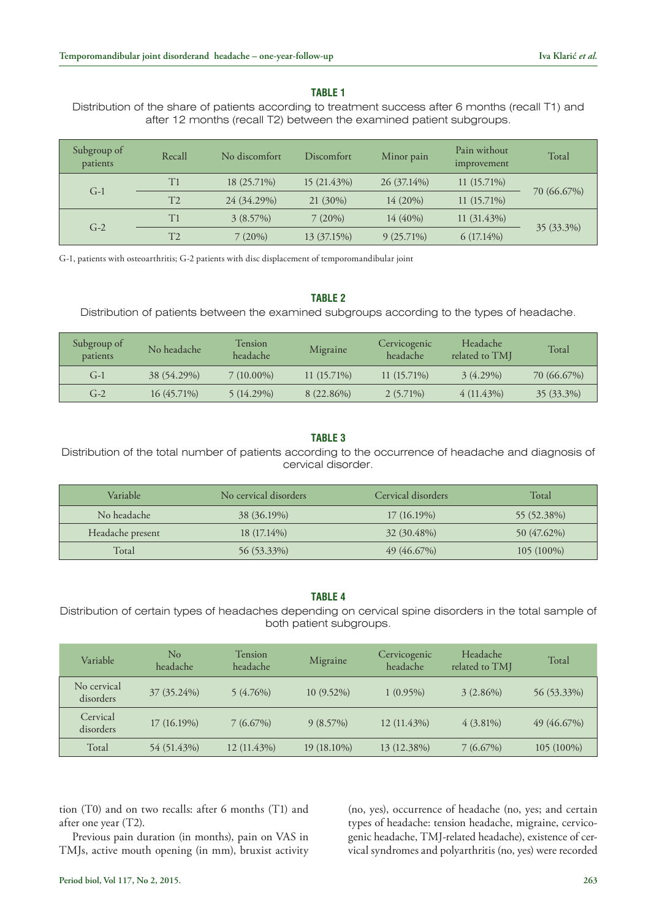**TABLE 1**

Distribution of the share of patients according to treatment success after 6 months (recall T1) and after 12 months (recall T2) between the examined patient subgroups.

| Subgroup of patients | Recall | No discomfort | Discomfort | Minor pain | Pain without improvement | Total |
|---|---|---|---|---|---|---|
| G-1 | T1 | 18 (25.71%) | 15 (21.43%) | 26 (37.14%) | 11 (15.71%) | 70 (66.67%) |
| | T2 | 24 (34.29%) | 21 (30%) | 14 (20%) | 11 (15.71%) | |
| G-2 | T1 | 3 (8.57%) | 7 (20%) | 14 (40%) | 11 (31.43%) | 35 (33.3%) |
| | T2 | 7 (20%) | 13 (37.15%) | 9 (25.71%) | 6 (17.14%) | |

G-1, patients with osteoarthritis; G-2 patients with disc displacement of temporomandibular joint

**TABLE 2**

Distribution of patients between the examined subgroups according to the types of headache.

| Subgroup of patients | No headache | Tension headache | Migraine | Cervicogenic headache | Headache related to TMJ | Total |
|---|---|---|---|---|---|---|
| G-1 | 38 (54.29%) | 7 (10.00%) | 11 (15.71%) | 11 (15.71%) | 3 (4.29%) | 70 (66.67%) |
| G-2 | 16 (45.71%) | 5 (14.29%) | 8 (22.86%) | 2 (5.71%) | 4 (11.43%) | 35 (33.3%) |

**TABLE 3**

Distribution of the total number of patients according to the occurrence of headache and diagnosis of cervical disorder.

| Variable | No cervical disorders | Cervical disorders | Total |
|---|---|---|---|
| No headache | 38 (36.19%) | 17 (16.19%) | 55 (52.38%) |
| Headache present | 18 (17.14%) | 32 (30.48%) | 50 (47.62%) |
| Total | 56 (53.33%) | 49 (46.67%) | 105 (100%) |

**TABLE 4**

Distribution of certain types of headaches depending on cervical spine disorders in the total sample of both patient subgroups.

| Variable | No headache | Tension headache | Migraine | Cervicogenic headache | Headache related to TMJ | Total |
|---|---|---|---|---|---|---|
| No cervical disorders | 37 (35.24%) | 5 (4.76%) | 10 (9.52%) | 1 (0.95%) | 3 (2.86%) | 56 (53.33%) |
| Cervical disorders | 17 (16.19%) | 7 (6.67%) | 9 (8.57%) | 12 (11.43%) | 4 (3.81%) | 49 (46.67%) |
| Total | 54 (51.43%) | 12 (11.43%) | 19 (18.10%) | 13 (12.38%) | 7 (6.67%) | 105 (100%) |

tion (T0) and on two recalls: after 6 months (T1) and after one year (T2).

Previous pain duration (in months), pain on VAS in TMJs, active mouth opening (in mm), bruxist activity (no, yes), occurrence of headache (no, yes; and certain types of headache: tension headache, migraine, cervicogenic headache, TMJ-related headache), existence of cervical syndromes and polyarthritis (no, yes) were recorded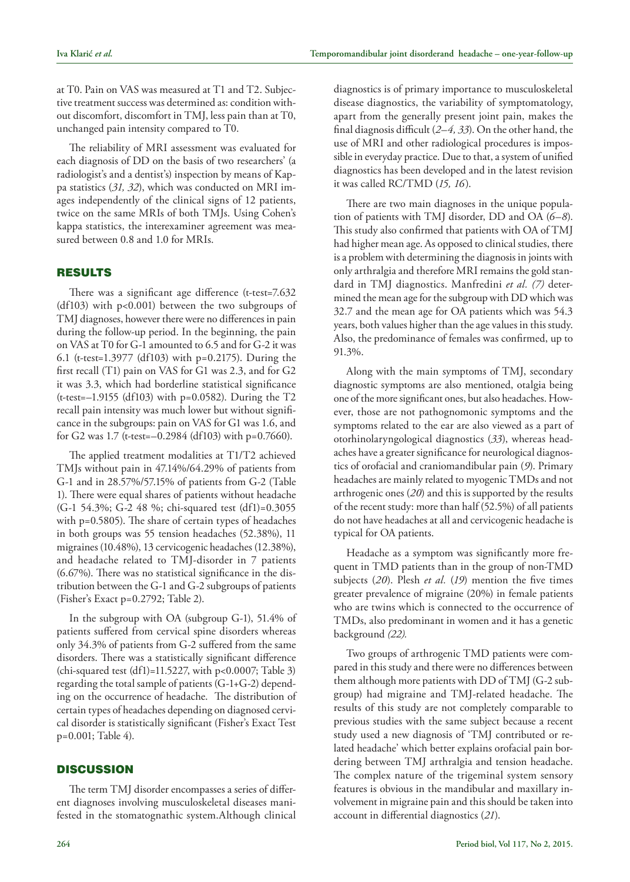at T0. Pain on VAS was measured at T1 and T2. Subjective treatment success was determined as: condition without discomfort, discomfort in TMJ, less pain than at T0, unchanged pain intensity compared to T0.

The reliability of MRI assessment was evaluated for each diagnosis of DD on the basis of two researchers' (a radiologist's and a dentist's) inspection by means of Kappa statistics (*31, 32*), which was conducted on MRI images independently of the clinical signs of 12 patients, twice on the same MRIs of both TMJs. Using Cohen's kappa statistics, the interexaminer agreement was measured between 0.8 and 1.0 for MRIs.

## RESULTS

There was a significant age difference (t-test=7.632 (df103) with $p<0.001$) between the two subgroups of TMJ diagnoses, however there were no differences in pain during the follow-up period. In the beginning, the pain on VAS at T0 for G-1 amounted to 6.5 and for G-2 it was 6.1 (t-test=1.3977 (df103) with p=0.2175). During the first recall (T1) pain on VAS for G1 was 2.3, and for G2 it was 3.3, which had borderline statistical significance (t-test=–1.9155 (df103) with p=0.0582). During the T2 recall pain intensity was much lower but without significance in the subgroups: pain on VAS for G1 was 1.6, and for G2 was 1.7 (t-test=–0.2984 (df103) with p=0.7660).

The applied treatment modalities at T1/T2 achieved TMJs without pain in 47.14%/64.29% of patients from G-1 and in 28.57%/57.15% of patients from G-2 (Table 1). There were equal shares of patients without headache (G-1 54.3%; G-2 48 %; chi-squared test (df1)=0.3055 with p=0.5805). The share of certain types of headaches in both groups was 55 tension headaches (52.38%), 11 migraines (10.48%), 13 cervicogenic headaches (12.38%), and headache related to TMJ-disorder in 7 patients (6.67%). There was no statistical significance in the distribution between the G-1 and G-2 subgroups of patients (Fisher's Exact p=0.2792; Table 2).

In the subgroup with OA (subgroup G-1), 51.4% of patients suffered from cervical spine disorders whereas only 34.3% of patients from G-2 suffered from the same disorders. There was a statistically significant difference (chi-squared test (df1)=11.5227, with $p<0.0007$; Table 3) regarding the total sample of patients (G-1+G-2) depending on the occurrence of headache. The distribution of certain types of headaches depending on diagnosed cervical disorder is statistically significant (Fisher's Exact Test p=0.001; Table 4).

## DISCUSSION

The term TMJ disorder encompasses a series of different diagnoses involving musculoskeletal diseases manifested in the stomatognathic system. Although clinical diagnostics is of primary importance to musculoskeletal disease diagnostics, the variability of symptomatology, apart from the generally present joint pain, makes the final diagnosis difficult (*2–4, 33*). On the other hand, the use of MRI and other radiological procedures is impossible in everyday practice. Due to that, a system of unified diagnostics has been developed and in the latest revision it was called RC/TMD (*15, 16*).

There are two main diagnoses in the unique population of patients with TMJ disorder, DD and OA (*6–8*). This study also confirmed that patients with OA of TMJ had higher mean age. As opposed to clinical studies, there is a problem with determining the diagnosis in joints with only arthralgia and therefore MRI remains the gold standard in TMJ diagnostics. Manfredini *et al. (7)* determined the mean age for the subgroup with DD which was 32.7 and the mean age for OA patients which was 54.3 years, both values higher than the age values in this study. Also, the predominance of females was confirmed, up to 91.3%.

Along with the main symptoms of TMJ, secondary diagnostic symptoms are also mentioned, otalgia being one of the more significant ones, but also headaches. However, those are not pathognomonic symptoms and the symptoms related to the ear are also viewed as a part of otorhinolaryngological diagnostics (*33*), whereas headaches have a greater significance for neurological diagnostics of orofacial and craniomandibular pain (*9*). Primary headaches are mainly related to myogenic TMDs and not arthrogenic ones (*20*) and this is supported by the results of the recent study: more than half (52.5%) of all patients do not have headaches at all and cervicogenic headache is typical for OA patients.

Headache as a symptom was significantly more frequent in TMD patients than in the group of non-TMD subjects (*20*). Plesh *et al.* (*19*) mention the five times greater prevalence of migraine (20%) in female patients who are twins which is connected to the occurrence of TMDs, also predominant in women and it has a genetic background *(22)*.

Two groups of arthrogenic TMD patients were compared in this study and there were no differences between them although more patients with DD of TMJ (G-2 subgroup) had migraine and TMJ-related headache. The results of this study are not completely comparable to previous studies with the same subject because a recent study used a new diagnosis of 'TMJ contributed or related headache' which better explains orofacial pain bordering between TMJ arthralgia and tension headache. The complex nature of the trigeminal system sensory features is obvious in the mandibular and maxillary involvement in migraine pain and this should be taken into account in differential diagnostics (*21*).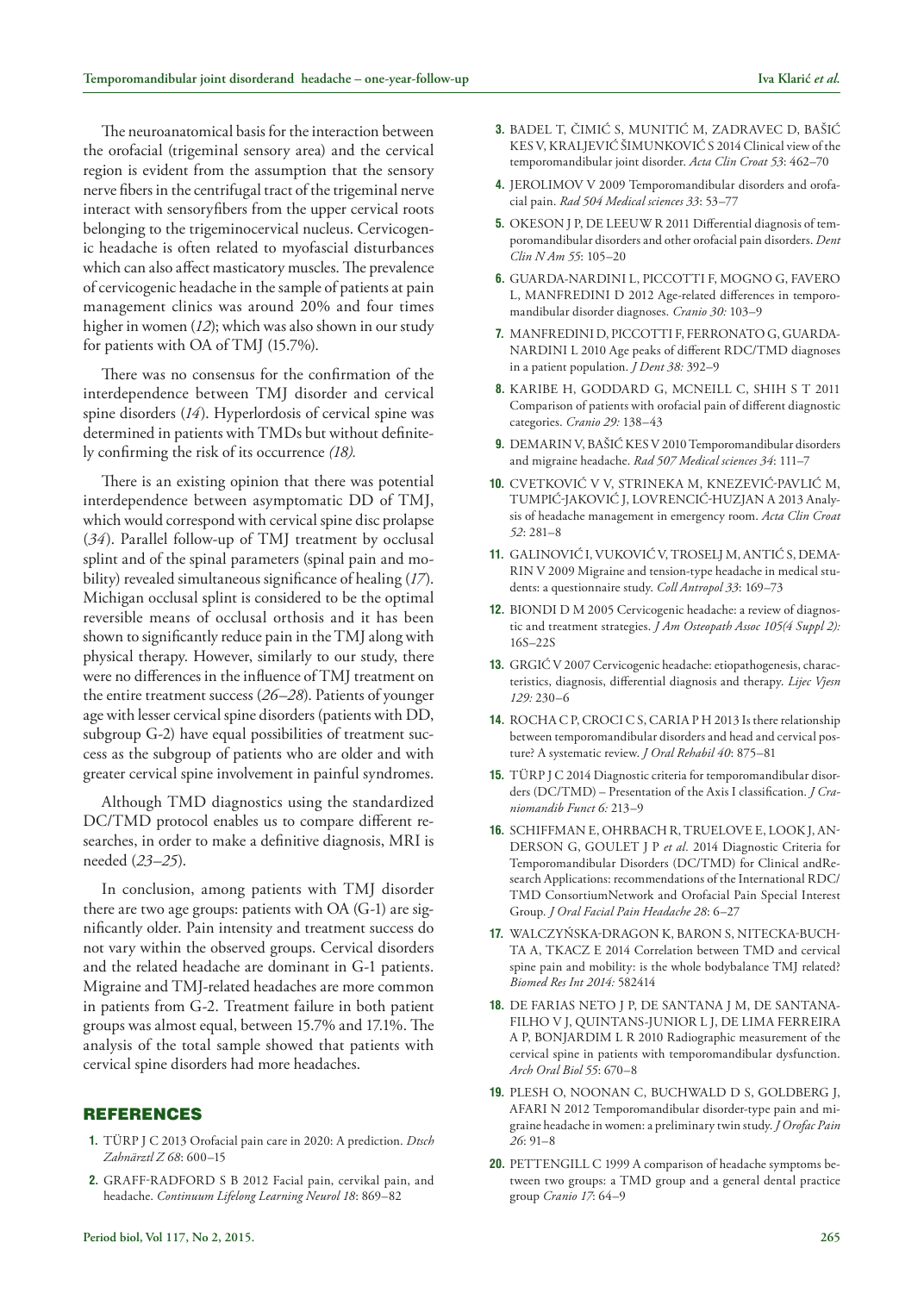The neuroanatomical basis for the interaction between the orofacial (trigeminal sensory area) and the cervical region is evident from the assumption that the sensory nerve fibers in the centrifugal tract of the trigeminal nerve interact with sensoryfibers from the upper cervical roots belonging to the trigeminocervical nucleus. Cervicogenic headache is often related to myofascial disturbances which can also affect masticatory muscles. The prevalence of cervicogenic headache in the sample of patients at pain management clinics was around 20% and four times higher in women (*12*); which was also shown in our study for patients with OA of TMJ (15.7%).

There was no consensus for the confirmation of the interdependence between TMJ disorder and cervical spine disorders (*14*). Hyperlordosis of cervical spine was determined in patients with TMDs but without definitely confirming the risk of its occurrence *(18).*

There is an existing opinion that there was potential interdependence between asymptomatic DD of TMJ, which would correspond with cervical spine disc prolapse (*34*). Parallel follow-up of TMJ treatment by occlusal splint and of the spinal parameters (spinal pain and mobility) revealed simultaneous significance of healing (*17*). Michigan occlusal splint is considered to be the optimal reversible means of occlusal orthosis and it has been shown to significantly reduce pain in the TMJ along with physical therapy. However, similarly to our study, there were no differences in the influence of TMJ treatment on the entire treatment success (*26–28*). Patients of younger age with lesser cervical spine disorders (patients with DD, subgroup G-2) have equal possibilities of treatment success as the subgroup of patients who are older and with greater cervical spine involvement in painful syndromes.

Although TMD diagnostics using the standardized DC/TMD protocol enables us to compare different researches, in order to make a definitive diagnosis, MRI is needed (*23–25*).

In conclusion, among patients with TMJ disorder there are two age groups: patients with OA (G-1) are significantly older. Pain intensity and treatment success do not vary within the observed groups. Cervical disorders and the related headache are dominant in G-1 patients. Migraine and TMJ-related headaches are more common in patients from G-2. Treatment failure in both patient groups was almost equal, between 15.7% and 17.1%. The analysis of the total sample showed that patients with cervical spine disorders had more headaches.

## REFERENCES

1. TÜRP J C 2013 Orofacial pain care in 2020: A prediction. *Dtsch Zahnärztl Z 68*: 600–15
2. GRAFF-RADFORD S B 2012 Facial pain, cervikal pain, and headache. *Continuum Lifelong Learning Neurol 18*: 869–82
3. BADEL T, ČIMIĆ S, MUNITIĆ M, ZADRAVEC D, BAŠIĆ KES V, KRALJEVIĆ ŠIMUNKOVIĆ S 2014 Clinical view of the temporomandibular joint disorder. *Acta Clin Croat 53*: 462–70
4. JEROLIMOV V 2009 Temporomandibular disorders and orofacial pain. *Rad 504 Medical sciences 33*: 53–77
5. OKESON J P, DE LEEUW R 2011 Differential diagnosis of temporomandibular disorders and other orofacial pain disorders. *Dent Clin N Am 55*: 105–20
6. GUARDA-NARDINI L, PICCOTTI F, MOGNO G, FAVERO L, MANFREDINI D 2012 Age-related differences in temporomandibular disorder diagnoses. *Cranio 30:* 103–9
7. MANFREDINI D, PICCOTTI F, FERRONATO G, GUARDA-NARDINI L 2010 Age peaks of different RDC/TMD diagnoses in a patient population. *J Dent 38:* 392–9
8. KARIBE H, GODDARD G, MCNEILL C, SHIH S T 2011 Comparison of patients with orofacial pain of different diagnostic categories. *Cranio 29:* 138–43
9. DEMARIN V, BAŠIĆ KES V 2010 Temporomandibular disorders and migraine headache. *Rad 507 Medical sciences 34*: 111–7
10. CVETKOVIĆ V V, STRINEKA M, KNEZEVIĆ-PAVLIĆ M, TUMPIĆ-JAKOVIĆ J, LOVRENCIĆ-HUZJAN A 2013 Analysis of headache management in emergency room. *Acta Clin Croat 52*: 281–8
11. GALINOVIĆ I, VUKOVIĆ V, TROSELJ M, ANTIĆ S, DEMARIN V 2009 Migraine and tension-type headache in medical students: a questionnaire study. *Coll Antropol 33*: 169–73
12. BIONDI D M 2005 Cervicogenic headache: a review of diagnostic and treatment strategies. *J Am Osteopath Assoc 105(4 Suppl 2):* 16S–22S
13. GRGIĆ V 2007 Cervicogenic headache: etiopathogenesis, characteristics, diagnosis, differential diagnosis and therapy. *Lijec Vjesn 129:* 230–6
14. ROCHA C P, CROCI C S, CARIA P H 2013 Is there relationship between temporomandibular disorders and head and cervical posture? A systematic review. *J Oral Rehabil 40*: 875–81
15. TÜRP J C 2014 Diagnostic criteria for temporomandibular disorders (DC/TMD) – Presentation of the Axis I classification. *J Craniomandib Funct 6:* 213–9
16. SCHIFFMAN E, OHRBACH R, TRUELOVE E, LOOK J, ANDERSON G, GOULET J P *et al.* 2014 Diagnostic Criteria for Temporomandibular Disorders (DC/TMD) for Clinical andResearch Applications: recommendations of the International RDC/TMD ConsortiumNetwork and Orofacial Pain Special Interest Group. *J Oral Facial Pain Headache 28*: 6–27
17. WALCZYŃSKA-DRAGON K, BARON S, NITECKA-BUCHTA A, TKACZ E 2014 Correlation between TMD and cervical spine pain and mobility: is the whole bodybalance TMJ related? *Biomed Res Int 2014:* 582414
18. DE FARIAS NETO J P, DE SANTANA J M, DE SANTANA-FILHO V J, QUINTANS-JUNIOR L J, DE LIMA FERREIRA A P, BONJARDIM L R 2010 Radiographic measurement of the cervical spine in patients with temporomandibular dysfunction. *Arch Oral Biol 55*: 670–8
19. PLESH O, NOONAN C, BUCHWALD D S, GOLDBERG J, AFARI N 2012 Temporomandibular disorder-type pain and migraine headache in women: a preliminary twin study. *J Orofac Pain 26*: 91–8
20. PETTENGILL C 1999 A comparison of headache symptoms between two groups: a TMD group and a general dental practice group *Cranio 17*: 64–9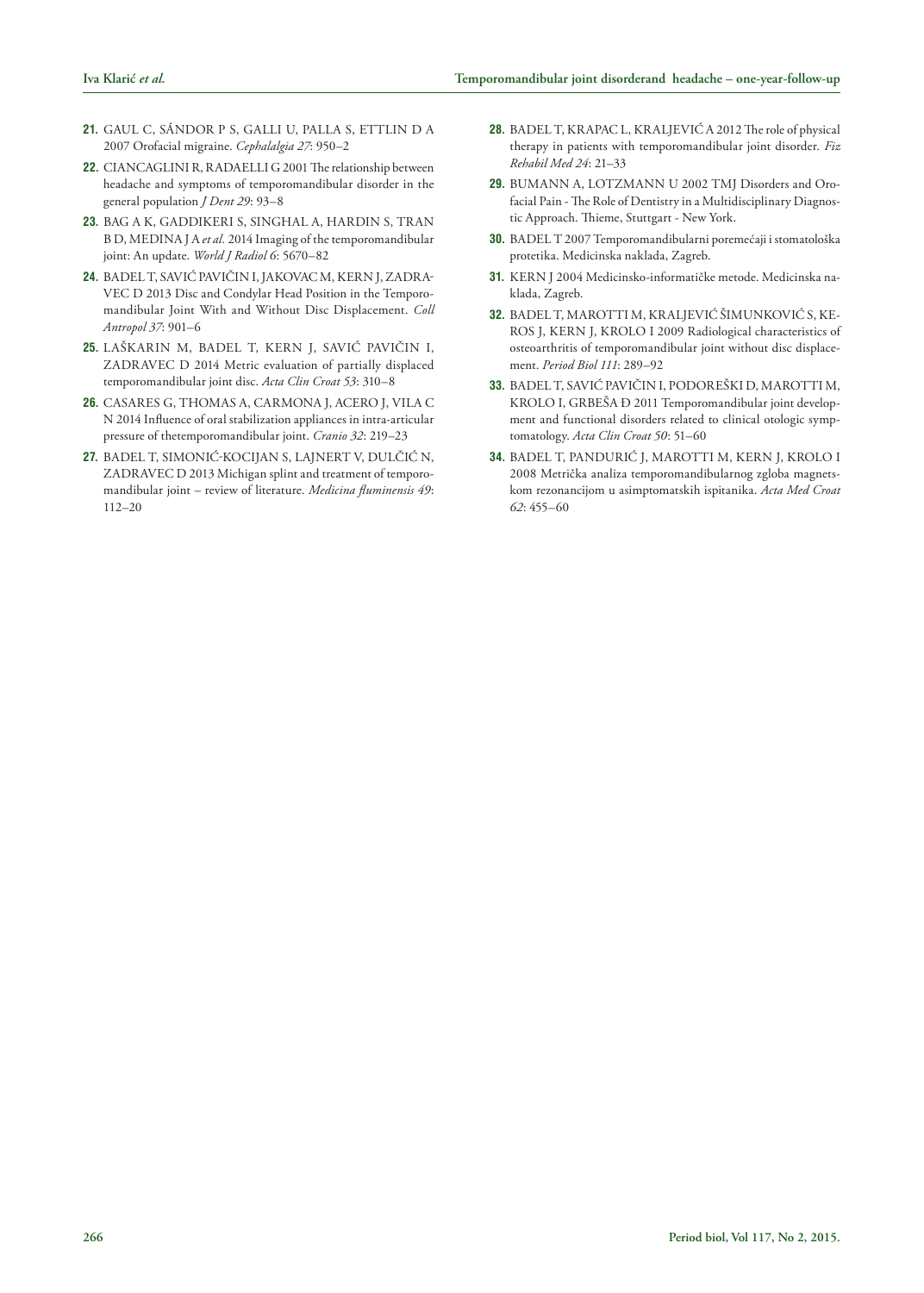21. GAUL C, SÁNDOR P S, GALLI U, PALLA S, ETTLIN D A 2007 Orofacial migraine. *Cephalalgia 27*: 950–2

22. CIANCAGLINI R, RADAELLI G 2001 The relationship between headache and symptoms of temporomandibular disorder in the general population *J Dent 29*: 93–8

23. BAG A K, GADDIKERI S, SINGHAL A, HARDIN S, TRAN B D, MEDINA J A *et al.* 2014 Imaging of the temporomandibular joint: An update. *World J Radiol 6*: 5670–82

24. BADEL T, SAVIĆ PAVIČIN I, JAKOVAC M, KERN J, ZADRAVEC D 2013 Disc and Condylar Head Position in the Temporomandibular Joint With and Without Disc Displacement. *Coll Antropol 37*: 901–6

25. LAŠKARIN M, BADEL T, KERN J, SAVIĆ PAVIČIN I, ZADRAVEC D 2014 Metric evaluation of partially displaced temporomandibular joint disc. *Acta Clin Croat 53*: 310–8

26. CASARES G, THOMAS A, CARMONA J, ACERO J, VILA C N 2014 Influence of oral stabilization appliances in intra-articular pressure of thetemporomandibular joint. *Cranio 32*: 219–23

27. BADEL T, SIMONIĆ-KOCIJAN S, LAJNERT V, DULČIĆ N, ZADRAVEC D 2013 Michigan splint and treatment of temporomandibular joint – review of literature. *Medicina fluminensis 49*: 112–20

28. BADEL T, KRAPAC L, KRALJEVIĆ A 2012 The role of physical therapy in patients with temporomandibular joint disorder. *Fiz Rehabil Med 24*: 21–33

29. BUMANN A, LOTZMANN U 2002 TMJ Disorders and Orofacial Pain - The Role of Dentistry in a Multidisciplinary Diagnostic Approach. Thieme, Stuttgart - New York.

30. BADEL T 2007 Temporomandibularni poremećaji i stomatološka protetika. Medicinska naklada, Zagreb.

31. KERN J 2004 Medicinsko-informatičke metode. Medicinska naklada, Zagreb.

32. BADEL T, MAROTTI M, KRALJEVIĆ ŠIMUNKOVIĆ S, KEROS J, KERN J, KROLO I 2009 Radiological characteristics of osteoarthritis of temporomandibular joint without disc displacement. *Period Biol 111*: 289–92

33. BADEL T, SAVIĆ PAVIČIN I, PODOREŠKI D, MAROTTI M, KROLO I, GRBEŠA Đ 2011 Temporomandibular joint development and functional disorders related to clinical otologic symptomatology. *Acta Clin Croat 50*: 51–60

34. BADEL T, PANDURIĆ J, MAROTTI M, KERN J, KROLO I 2008 Metrička analiza temporomandibularnog zgloba magnetskom rezonancijom u asimptomatskih ispitanika. *Acta Med Croat 62*: 455–60